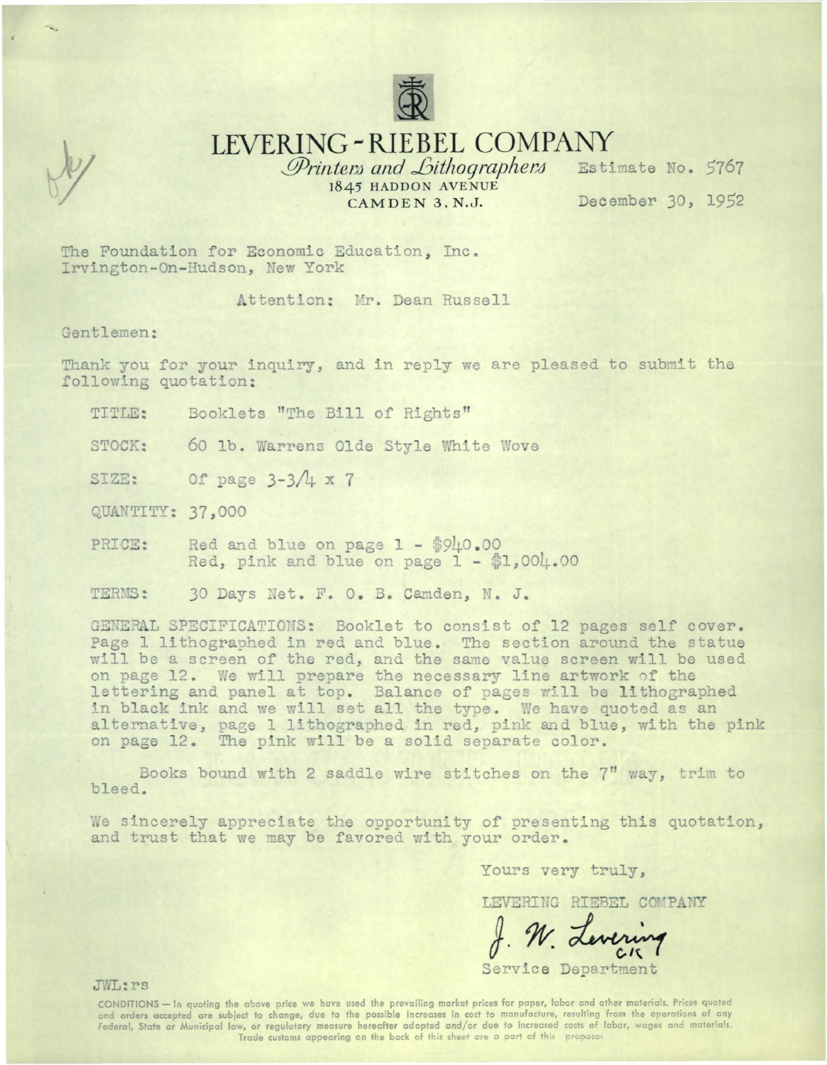# LEVERING - RIEBEL COMPANY

*Printers and Lithographers*
1845 HADDON AVENUE
CAMDEN 3, N.J.

Estimate No. 5767

December 30, 1952

The Foundation for Economic Education, Inc.
Irvington-On-Hudson, New York

Attention: Mr. Dean Russell

Gentlemen:

Thank you for your inquiry, and in reply we are pleased to submit the following quotation:

TITLE: Booklets "The Bill of Rights"

STOCK: 60 lb. Warrens Olde Style White Wove

SIZE: Of page 3-3/4 x 7

QUANTITY: 37,000

PRICE: Red and blue on page 1 - $940.00
Red, pink and blue on page 1 - $1,004.00

TERMS: 30 Days Net. F. O. B. Camden, N. J.

GENERAL SPECIFICATIONS: Booklet to consist of 12 pages self cover. Page 1 lithographed in red and blue. The section around the statue will be a screen of the red, and the same value screen will be used on page 12. We will prepare the necessary line artwork of the lettering and panel at top. Balance of pages will be lithographed in black ink and we will set all the type. We have quoted as an alternative, page 1 lithographed in red, pink and blue, with the pink on page 12. The pink will be a solid separate color.

Books bound with 2 saddle wire stitches on the 7" way, trim to bleed.

We sincerely appreciate the opportunity of presenting this quotation, and trust that we may be favored with your order.

Yours very truly,

LEVERING RIEBEL COMPANY

J. W. Levering
CK

Service Department

JWL:rs

CONDITIONS — In quoting the above price we have used the prevailing market prices for paper, labor and other materials. Prices quoted and orders accepted are subject to change, due to the possible increases in cost to manufacture, resulting from the operations of any Federal, State or Municipal law, or regulatory measure hereafter adopted and/or due to increased costs of labor, wages and materials. Trade customs appearing on the back of this sheet are a part of this proposal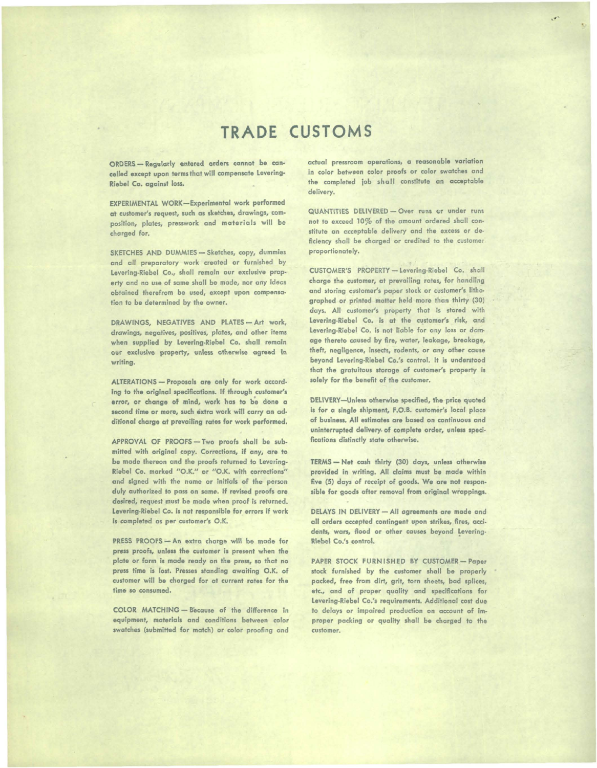# TRADE CUSTOMS

**ORDERS** — Regularly entered orders cannot be cancelled except upon terms that will compensate Levering-Riebel Co. against loss.

**EXPERIMENTAL WORK**—Experimental work performed at customer's request, such as sketches, drawings, composition, plates, presswork and materials will be charged for.

**SKETCHES AND DUMMIES** — Sketches, copy, dummies and all preparatory work created or furnished by Levering-Riebel Co., shall remain our exclusive property and no use of same shall be made, nor any ideas obtained therefrom be used, except upon compensation to be determined by the owner.

**DRAWINGS, NEGATIVES AND PLATES** — Art work, drawings, negatives, positives, plates, and other items when supplied by Levering-Riebel Co. shall remain our exclusive property, unless otherwise agreed in writing.

**ALTERATIONS** — Proposals are only for work according to the original specifications. If through customer's error, or change of mind, work has to be done a second time or more, such extra work will carry an additional charge at prevailing rates for work performed.

**APPROVAL OF PROOFS** — Two proofs shall be submitted with original copy. Corrections, if any, are to be made thereon and the proofs returned to Levering-Riebel Co. marked "O.K." or "O.K. with corrections" and signed with the name or initials of the person duly authorized to pass on same. If revised proofs are desired, request must be made when proof is returned. Levering-Riebel Co. is not responsible for errors if work is completed as per customer's O.K.

**PRESS PROOFS** — An extra charge will be made for press proofs, unless the customer is present when the plate or form is made ready on the press, so that no press time is lost. Presses standing awaiting O.K. of customer will be charged for at current rates for the time so consumed.

**COLOR MATCHING** — Because of the difference in equipment, materials and conditions between color swatches (submitted for match) or color proofing and actual pressroom operations, a reasonable variation in color between color proofs or color swatches and the completed job shall constitute an acceptable delivery.

**QUANTITIES DELIVERED** — Over runs or under runs not to exceed 10% of the amount ordered shall constitute an acceptable delivery and the excess or deficiency shall be charged or credited to the customer proportionately.

**CUSTOMER'S PROPERTY** — Levering-Riebel Co. shall charge the customer, at prevailing rates, for handling and storing customer's paper stock or customer's lithographed or printed matter held more than thirty (30) days. All customer's property that is stored with Levering-Riebel Co. is at the customer's risk, and Levering-Riebel Co. is not liable for any loss or damage thereto caused by fire, water, leakage, breakage, theft, negligence, insects, rodents, or any other cause beyond Levering-Riebel Co.'s control. It is understood that the gratuitous storage of customer's property is solely for the benefit of the customer.

**DELIVERY**—Unless otherwise specified, the price quoted is for a single shipment, F.O.B. customer's local place of business. All estimates are based on continuous and uninterrupted delivery of complete order, unless specifications distinctly state otherwise.

**TERMS** — Net cash thirty (30) days, unless otherwise provided in writing. All claims must be made within five (5) days of receipt of goods. We are not responsible for goods after removal from original wrappings.

**DELAYS IN DELIVERY** — All agreements are made and all orders accepted contingent upon strikes, fires, accidents, wars, flood or other causes beyond Levering-Riebel Co.'s control.

**PAPER STOCK FURNISHED BY CUSTOMER** — Paper stock furnished by the customer shall be properly packed, free from dirt, grit, torn sheets, bad splices, etc., and of proper quality and specifications for Levering-Riebel Co.'s requirements. Additional cost due to delays or impaired production on account of improper packing or quality shall be charged to the customer.